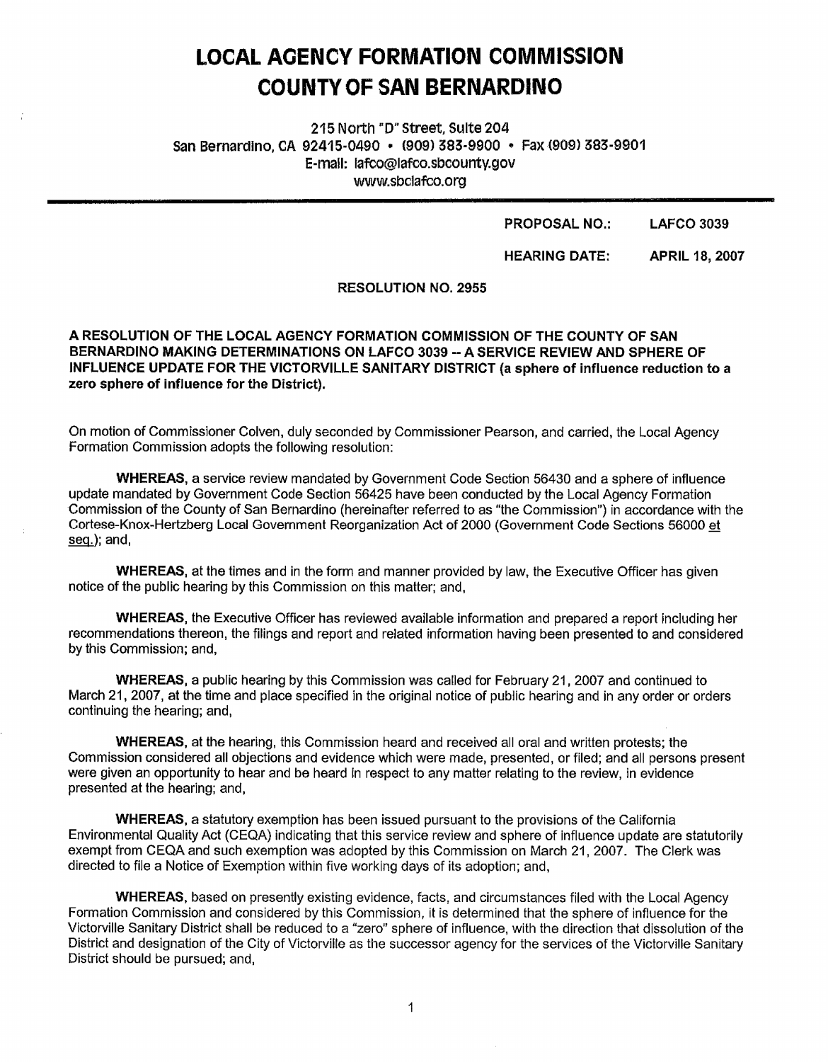# LOCAL AGENCY FORMATION COMMISSION
# COUNTY OF SAN BERNARDINO

215 North "D" Street, Suite 204
San Bernardino, CA 92415-0490 • (909) 383-9900 • Fax (909) 383-9901
E-mail: lafco@lafco.sbcounty.gov
www.sbclafco.org

**PROPOSAL NO.:** **LAFCO 3039**

**HEARING DATE:** **APRIL 18, 2007**

**RESOLUTION NO. 2955**

**A RESOLUTION OF THE LOCAL AGENCY FORMATION COMMISSION OF THE COUNTY OF SAN BERNARDINO MAKING DETERMINATIONS ON LAFCO 3039 -- A SERVICE REVIEW AND SPHERE OF INFLUENCE UPDATE FOR THE VICTORVILLE SANITARY DISTRICT (a sphere of influence reduction to a zero sphere of influence for the District).**

On motion of Commissioner Colven, duly seconded by Commissioner Pearson, and carried, the Local Agency Formation Commission adopts the following resolution:

**WHEREAS,** a service review mandated by Government Code Section 56430 and a sphere of influence update mandated by Government Code Section 56425 have been conducted by the Local Agency Formation Commission of the County of San Bernardino (hereinafter referred to as "the Commission") in accordance with the Cortese-Knox-Hertzberg Local Government Reorganization Act of 2000 (Government Code Sections 56000 et seq.); and,

**WHEREAS,** at the times and in the form and manner provided by law, the Executive Officer has given notice of the public hearing by this Commission on this matter; and,

**WHEREAS,** the Executive Officer has reviewed available information and prepared a report including her recommendations thereon, the filings and report and related information having been presented to and considered by this Commission; and,

**WHEREAS,** a public hearing by this Commission was called for February 21, 2007 and continued to March 21, 2007, at the time and place specified in the original notice of public hearing and in any order or orders continuing the hearing; and,

**WHEREAS,** at the hearing, this Commission heard and received all oral and written protests; the Commission considered all objections and evidence which were made, presented, or filed; and all persons present were given an opportunity to hear and be heard in respect to any matter relating to the review, in evidence presented at the hearing; and,

**WHEREAS,** a statutory exemption has been issued pursuant to the provisions of the California Environmental Quality Act (CEQA) indicating that this service review and sphere of influence update are statutorily exempt from CEQA and such exemption was adopted by this Commission on March 21, 2007. The Clerk was directed to file a Notice of Exemption within five working days of its adoption; and,

**WHEREAS,** based on presently existing evidence, facts, and circumstances filed with the Local Agency Formation Commission and considered by this Commission, it is determined that the sphere of influence for the Victorville Sanitary District shall be reduced to a "zero" sphere of influence, with the direction that dissolution of the District and designation of the City of Victorville as the successor agency for the services of the Victorville Sanitary District should be pursued; and,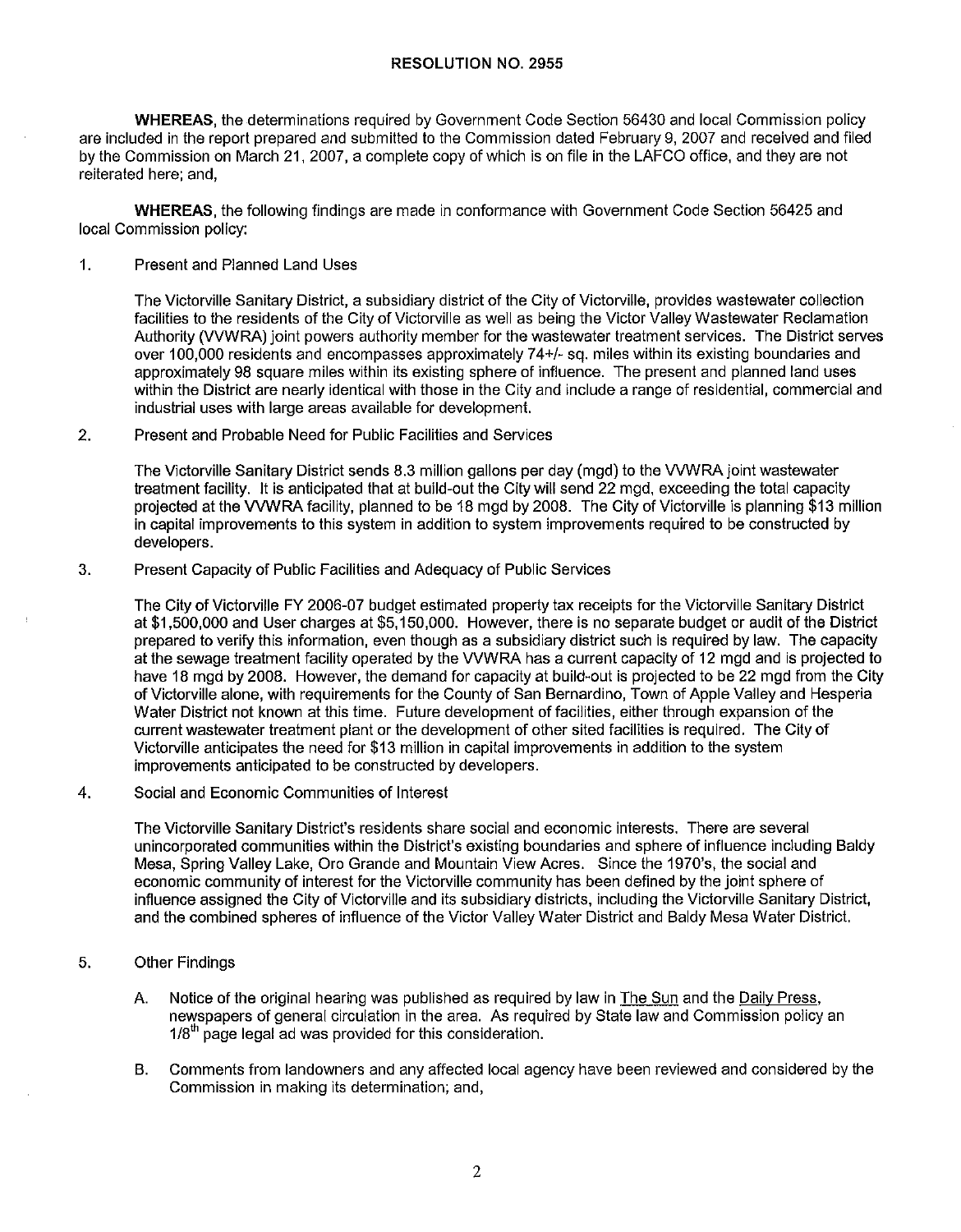**RESOLUTION NO. 2955**

**WHEREAS**, the determinations required by Government Code Section 56430 and local Commission policy are included in the report prepared and submitted to the Commission dated February 9, 2007 and received and filed by the Commission on March 21, 2007, a complete copy of which is on file in the LAFCO office, and they are not reiterated here; and,

**WHEREAS**, the following findings are made in conformance with Government Code Section 56425 and local Commission policy:

1. Present and Planned Land Uses

   The Victorville Sanitary District, a subsidiary district of the City of Victorville, provides wastewater collection facilities to the residents of the City of Victorville as well as being the Victor Valley Wastewater Reclamation Authority (VVWRA) joint powers authority member for the wastewater treatment services. The District serves over 100,000 residents and encompasses approximately 74+/- sq. miles within its existing boundaries and approximately 98 square miles within its existing sphere of influence. The present and planned land uses within the District are nearly identical with those in the City and include a range of residential, commercial and industrial uses with large areas available for development.

2. Present and Probable Need for Public Facilities and Services

   The Victorville Sanitary District sends 8.3 million gallons per day (mgd) to the VVWRA joint wastewater treatment facility. It is anticipated that at build-out the City will send 22 mgd, exceeding the total capacity projected at the VVWRA facility, planned to be 18 mgd by 2008. The City of Victorville is planning $13 million in capital improvements to this system in addition to system improvements required to be constructed by developers.

3. Present Capacity of Public Facilities and Adequacy of Public Services

   The City of Victorville FY 2006-07 budget estimated property tax receipts for the Victorville Sanitary District at $1,500,000 and User charges at $5,150,000. However, there is no separate budget or audit of the District prepared to verify this information, even though as a subsidiary district such is required by law. The capacity at the sewage treatment facility operated by the VVWRA has a current capacity of 12 mgd and is projected to have 18 mgd by 2008. However, the demand for capacity at build-out is projected to be 22 mgd from the City of Victorville alone, with requirements for the County of San Bernardino, Town of Apple Valley and Hesperia Water District not known at this time. Future development of facilities, either through expansion of the current wastewater treatment plant or the development of other sited facilities is required. The City of Victorville anticipates the need for $13 million in capital improvements in addition to the system improvements anticipated to be constructed by developers.

4. Social and Economic Communities of Interest

   The Victorville Sanitary District's residents share social and economic interests. There are several unincorporated communities within the District's existing boundaries and sphere of influence including Baldy Mesa, Spring Valley Lake, Oro Grande and Mountain View Acres. Since the 1970's, the social and economic community of interest for the Victorville community has been defined by the joint sphere of influence assigned the City of Victorville and its subsidiary districts, including the Victorville Sanitary District, and the combined spheres of influence of the Victor Valley Water District and Baldy Mesa Water District.

5. Other Findings

   A. Notice of the original hearing was published as required by law in The Sun and the Daily Press, newspapers of general circulation in the area. As required by State law and Commission policy an 1/8th page legal ad was provided for this consideration.

   B. Comments from landowners and any affected local agency have been reviewed and considered by the Commission in making its determination; and,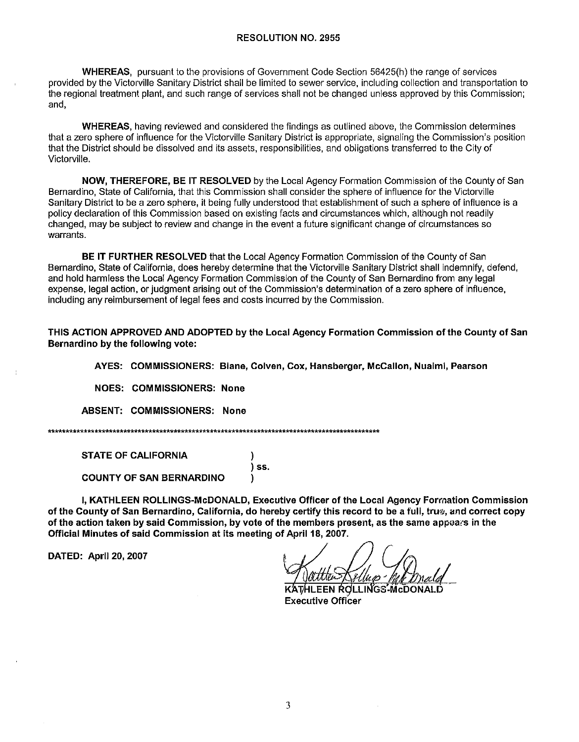RESOLUTION NO. 2955

**WHEREAS**, pursuant to the provisions of Government Code Section 56425(h) the range of services provided by the Victorville Sanitary District shall be limited to sewer service, including collection and transportation to the regional treatment plant, and such range of services shall not be changed unless approved by this Commission; and,

**WHEREAS**, having reviewed and considered the findings as outlined above, the Commission determines that a zero sphere of influence for the Victorville Sanitary District is appropriate, signaling the Commission's position that the District should be dissolved and its assets, responsibilities, and obligations transferred to the City of Victorville.

**NOW, THEREFORE, BE IT RESOLVED** by the Local Agency Formation Commission of the County of San Bernardino, State of California, that this Commission shall consider the sphere of influence for the Victorville Sanitary District to be a zero sphere, it being fully understood that establishment of such a sphere of influence is a policy declaration of this Commission based on existing facts and circumstances which, although not readily changed, may be subject to review and change in the event a future significant change of circumstances so warrants.

**BE IT FURTHER RESOLVED** that the Local Agency Formation Commission of the County of San Bernardino, State of California, does hereby determine that the Victorville Sanitary District shall indemnify, defend, and hold harmless the Local Agency Formation Commission of the County of San Bernardino from any legal expense, legal action, or judgment arising out of the Commission's determination of a zero sphere of influence, including any reimbursement of legal fees and costs incurred by the Commission.

**THIS ACTION APPROVED AND ADOPTED by the Local Agency Formation Commission of the County of San Bernardino by the following vote:**

**AYES: COMMISSIONERS: Biane, Colven, Cox, Hansberger, McCallon, Nuaimi, Pearson**

**NOES: COMMISSIONERS: None**

**ABSENT: COMMISSIONERS: None**

************************************************************************************************

**STATE OF CALIFORNIA** )
) **ss.**
**COUNTY OF SAN BERNARDINO** )

**I, KATHLEEN ROLLINGS-McDONALD, Executive Officer of the Local Agency Formation Commission of the County of San Bernardino, California, do hereby certify this record to be a full, true, and correct copy of the action taken by said Commission, by vote of the members present, as the same appears in the Official Minutes of said Commission at its meeting of April 18, 2007.**

**DATED: April 20, 2007**

**KATHLEEN ROLLINGS-McDONALD**
**Executive Officer**